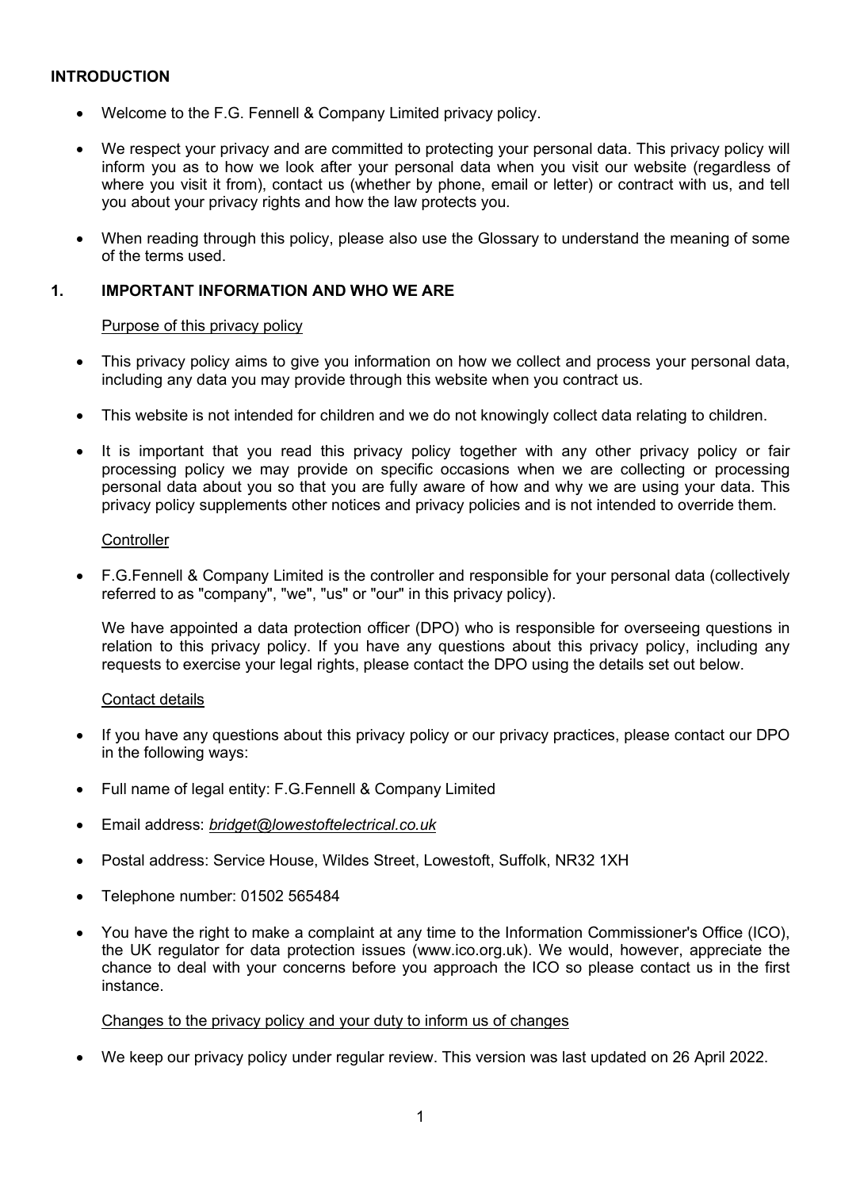## INTRODUCTION

- Welcome to the F.G. Fennell & Company Limited privacy policy.
- We respect your privacy and are committed to protecting your personal data. This privacy policy will inform you as to how we look after your personal data when you visit our website (regardless of where you visit it from), contact us (whether by phone, email or letter) or contract with us, and tell you about your privacy rights and how the law protects you.
- When reading through this policy, please also use the Glossary to understand the meaning of some of the terms used.

## 1. IMPORTANT INFORMATION AND WHO WE ARE

Purpose of this privacy policy

- This privacy policy aims to give you information on how we collect and process your personal data, including any data you may provide through this website when you contract us.
- This website is not intended for children and we do not knowingly collect data relating to children.
- It is important that you read this privacy policy together with any other privacy policy or fair processing policy we may provide on specific occasions when we are collecting or processing personal data about you so that you are fully aware of how and why we are using your data. This privacy policy supplements other notices and privacy policies and is not intended to override them.

Controller

- F.G.Fennell & Company Limited is the controller and responsible for your personal data (collectively referred to as "company", "we", "us" or "our" in this privacy policy).

  We have appointed a data protection officer (DPO) who is responsible for overseeing questions in relation to this privacy policy. If you have any questions about this privacy policy, including any requests to exercise your legal rights, please contact the DPO using the details set out below.

Contact details

- If you have any questions about this privacy policy or our privacy practices, please contact our DPO in the following ways:
- Full name of legal entity: F.G.Fennell & Company Limited
- Email address: *bridget@lowestoftelectrical.co.uk*
- Postal address: Service House, Wildes Street, Lowestoft, Suffolk, NR32 1XH
- Telephone number: 01502 565484
- You have the right to make a complaint at any time to the Information Commissioner's Office (ICO), the UK regulator for data protection issues (www.ico.org.uk). We would, however, appreciate the chance to deal with your concerns before you approach the ICO so please contact us in the first instance.

Changes to the privacy policy and your duty to inform us of changes

- We keep our privacy policy under regular review. This version was last updated on 26 April 2022.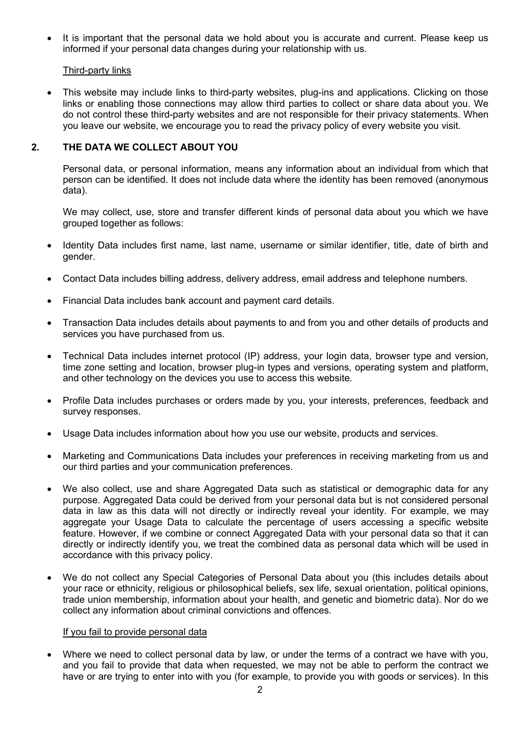- It is important that the personal data we hold about you is accurate and current. Please keep us informed if your personal data changes during your relationship with us.

Third-party links

- This website may include links to third-party websites, plug-ins and applications. Clicking on those links or enabling those connections may allow third parties to collect or share data about you. We do not control these third-party websites and are not responsible for their privacy statements. When you leave our website, we encourage you to read the privacy policy of every website you visit.

## 2. THE DATA WE COLLECT ABOUT YOU

Personal data, or personal information, means any information about an individual from which that person can be identified. It does not include data where the identity has been removed (anonymous data).

We may collect, use, store and transfer different kinds of personal data about you which we have grouped together as follows:

- Identity Data includes first name, last name, username or similar identifier, title, date of birth and gender.
- Contact Data includes billing address, delivery address, email address and telephone numbers.
- Financial Data includes bank account and payment card details.
- Transaction Data includes details about payments to and from you and other details of products and services you have purchased from us.
- Technical Data includes internet protocol (IP) address, your login data, browser type and version, time zone setting and location, browser plug-in types and versions, operating system and platform, and other technology on the devices you use to access this website.
- Profile Data includes purchases or orders made by you, your interests, preferences, feedback and survey responses.
- Usage Data includes information about how you use our website, products and services.
- Marketing and Communications Data includes your preferences in receiving marketing from us and our third parties and your communication preferences.
- We also collect, use and share Aggregated Data such as statistical or demographic data for any purpose. Aggregated Data could be derived from your personal data but is not considered personal data in law as this data will not directly or indirectly reveal your identity. For example, we may aggregate your Usage Data to calculate the percentage of users accessing a specific website feature. However, if we combine or connect Aggregated Data with your personal data so that it can directly or indirectly identify you, we treat the combined data as personal data which will be used in accordance with this privacy policy.
- We do not collect any Special Categories of Personal Data about you (this includes details about your race or ethnicity, religious or philosophical beliefs, sex life, sexual orientation, political opinions, trade union membership, information about your health, and genetic and biometric data). Nor do we collect any information about criminal convictions and offences.

If you fail to provide personal data

- Where we need to collect personal data by law, or under the terms of a contract we have with you, and you fail to provide that data when requested, we may not be able to perform the contract we have or are trying to enter into with you (for example, to provide you with goods or services). In this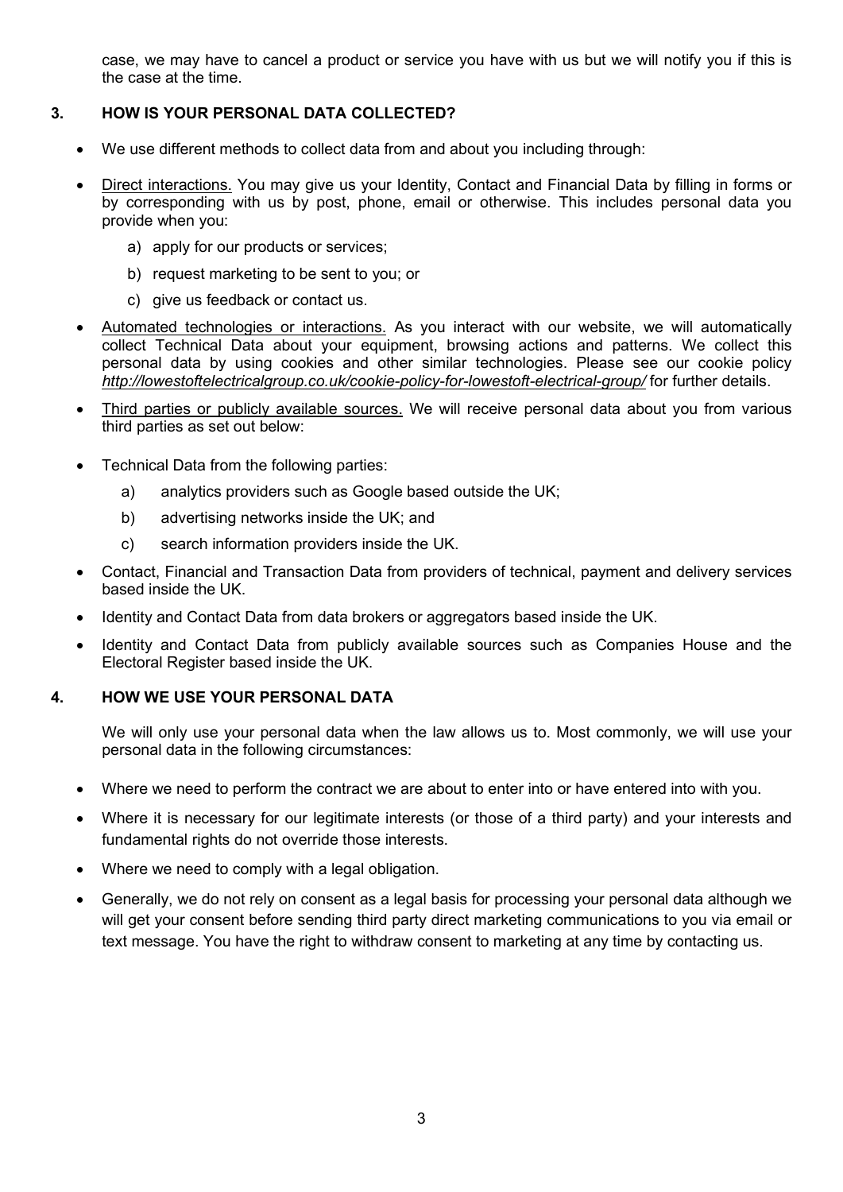case, we may have to cancel a product or service you have with us but we will notify you if this is the case at the time.

## 3. HOW IS YOUR PERSONAL DATA COLLECTED?

- We use different methods to collect data from and about you including through:
- Direct interactions. You may give us your Identity, Contact and Financial Data by filling in forms or by corresponding with us by post, phone, email or otherwise. This includes personal data you provide when you:
  - a) apply for our products or services;
  - b) request marketing to be sent to you; or
  - c) give us feedback or contact us.
- Automated technologies or interactions. As you interact with our website, we will automatically collect Technical Data about your equipment, browsing actions and patterns. We collect this personal data by using cookies and other similar technologies. Please see our cookie policy *http://lowestoftelectricalgroup.co.uk/cookie-policy-for-lowestoft-electrical-group/* for further details.
- Third parties or publicly available sources. We will receive personal data about you from various third parties as set out below:
- Technical Data from the following parties:
  - a) analytics providers such as Google based outside the UK;
  - b) advertising networks inside the UK; and
  - c) search information providers inside the UK.
- Contact, Financial and Transaction Data from providers of technical, payment and delivery services based inside the UK.
- Identity and Contact Data from data brokers or aggregators based inside the UK.
- Identity and Contact Data from publicly available sources such as Companies House and the Electoral Register based inside the UK.

## 4. HOW WE USE YOUR PERSONAL DATA

We will only use your personal data when the law allows us to. Most commonly, we will use your personal data in the following circumstances:

- Where we need to perform the contract we are about to enter into or have entered into with you.
- Where it is necessary for our legitimate interests (or those of a third party) and your interests and fundamental rights do not override those interests.
- Where we need to comply with a legal obligation.
- Generally, we do not rely on consent as a legal basis for processing your personal data although we will get your consent before sending third party direct marketing communications to you via email or text message. You have the right to withdraw consent to marketing at any time by contacting us.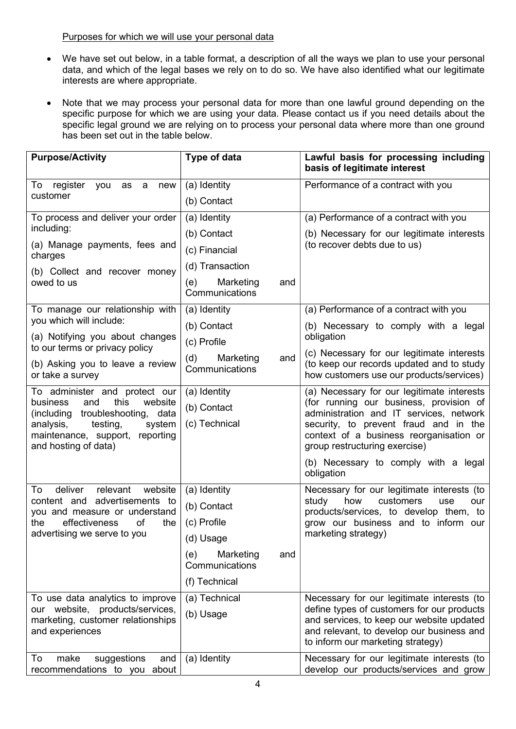<u>Purposes for which we will use your personal data</u>

- We have set out below, in a table format, a description of all the ways we plan to use your personal data, and which of the legal bases we rely on to do so. We have also identified what our legitimate interests are where appropriate.

- Note that we may process your personal data for more than one lawful ground depending on the specific purpose for which we are using your data. Please contact us if you need details about the specific legal ground we are relying on to process your personal data where more than one ground has been set out in the table below.

| **Purpose/Activity** | **Type of data** | **Lawful basis for processing including basis of legitimate interest** |
|---|---|---|
| To register you as a new customer | (a) Identity<br>(b) Contact | Performance of a contract with you |
| To process and deliver your order including:<br>(a) Manage payments, fees and charges<br>(b) Collect and recover money owed to us | (a) Identity<br>(b) Contact<br>(c) Financial<br>(d) Transaction<br>(e) Marketing and Communications | (a) Performance of a contract with you<br>(b) Necessary for our legitimate interests (to recover debts due to us) |
| To manage our relationship with you which will include:<br>(a) Notifying you about changes to our terms or privacy policy<br>(b) Asking you to leave a review or take a survey | (a) Identity<br>(b) Contact<br>(c) Profile<br>(d) Marketing and Communications | (a) Performance of a contract with you<br>(b) Necessary to comply with a legal obligation<br>(c) Necessary for our legitimate interests (to keep our records updated and to study how customers use our products/services) |
| To administer and protect our business and this website (including troubleshooting, data analysis, testing, system maintenance, support, reporting and hosting of data) | (a) Identity<br>(b) Contact<br>(c) Technical | (a) Necessary for our legitimate interests (for running our business, provision of administration and IT services, network security, to prevent fraud and in the context of a business reorganisation or group restructuring exercise)<br>(b) Necessary to comply with a legal obligation |
| To deliver relevant website content and advertisements to you and measure or understand the effectiveness of the advertising we serve to you | (a) Identity<br>(b) Contact<br>(c) Profile<br>(d) Usage<br>(e) Marketing and Communications<br>(f) Technical | Necessary for our legitimate interests (to study how customers use our products/services, to develop them, to grow our business and to inform our marketing strategy) |
| To use data analytics to improve our website, products/services, marketing, customer relationships and experiences | (a) Technical<br>(b) Usage | Necessary for our legitimate interests (to define types of customers for our products and services, to keep our website updated and relevant, to develop our business and to inform our marketing strategy) |
| To make suggestions and recommendations to you about | (a) Identity | Necessary for our legitimate interests (to develop our products/services and grow |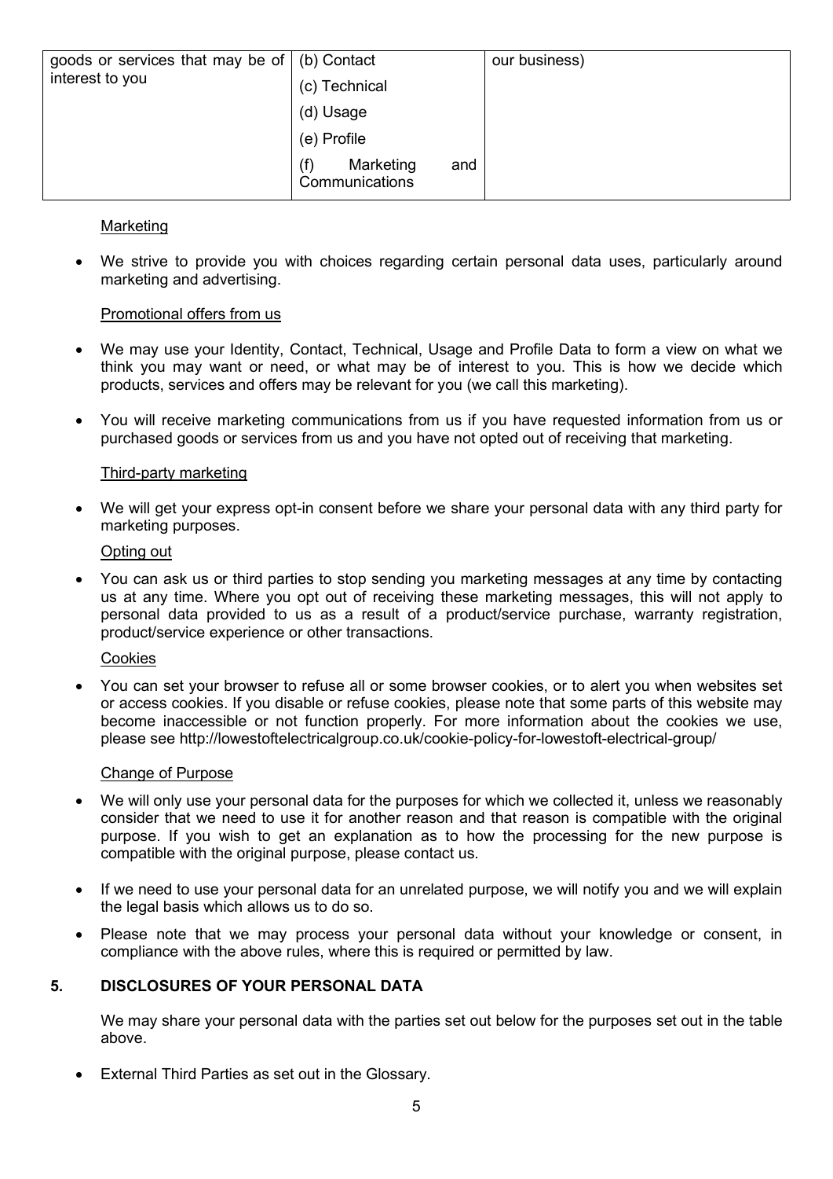| goods or services that may be of interest to you | (b) Contact<br>(c) Technical<br>(d) Usage<br>(e) Profile<br>(f) Marketing and Communications | our business) |
|---|---|---|

Marketing

- We strive to provide you with choices regarding certain personal data uses, particularly around marketing and advertising.

Promotional offers from us

- We may use your Identity, Contact, Technical, Usage and Profile Data to form a view on what we think you may want or need, or what may be of interest to you. This is how we decide which products, services and offers may be relevant for you (we call this marketing).
- You will receive marketing communications from us if you have requested information from us or purchased goods or services from us and you have not opted out of receiving that marketing.

Third-party marketing

- We will get your express opt-in consent before we share your personal data with any third party for marketing purposes.

Opting out

- You can ask us or third parties to stop sending you marketing messages at any time by contacting us at any time. Where you opt out of receiving these marketing messages, this will not apply to personal data provided to us as a result of a product/service purchase, warranty registration, product/service experience or other transactions.

Cookies

- You can set your browser to refuse all or some browser cookies, or to alert you when websites set or access cookies. If you disable or refuse cookies, please note that some parts of this website may become inaccessible or not function properly. For more information about the cookies we use, please see http://lowestoftelectricalgroup.co.uk/cookie-policy-for-lowestoft-electrical-group/

Change of Purpose

- We will only use your personal data for the purposes for which we collected it, unless we reasonably consider that we need to use it for another reason and that reason is compatible with the original purpose. If you wish to get an explanation as to how the processing for the new purpose is compatible with the original purpose, please contact us.
- If we need to use your personal data for an unrelated purpose, we will notify you and we will explain the legal basis which allows us to do so.
- Please note that we may process your personal data without your knowledge or consent, in compliance with the above rules, where this is required or permitted by law.

## 5. DISCLOSURES OF YOUR PERSONAL DATA

We may share your personal data with the parties set out below for the purposes set out in the table above.

- External Third Parties as set out in the Glossary.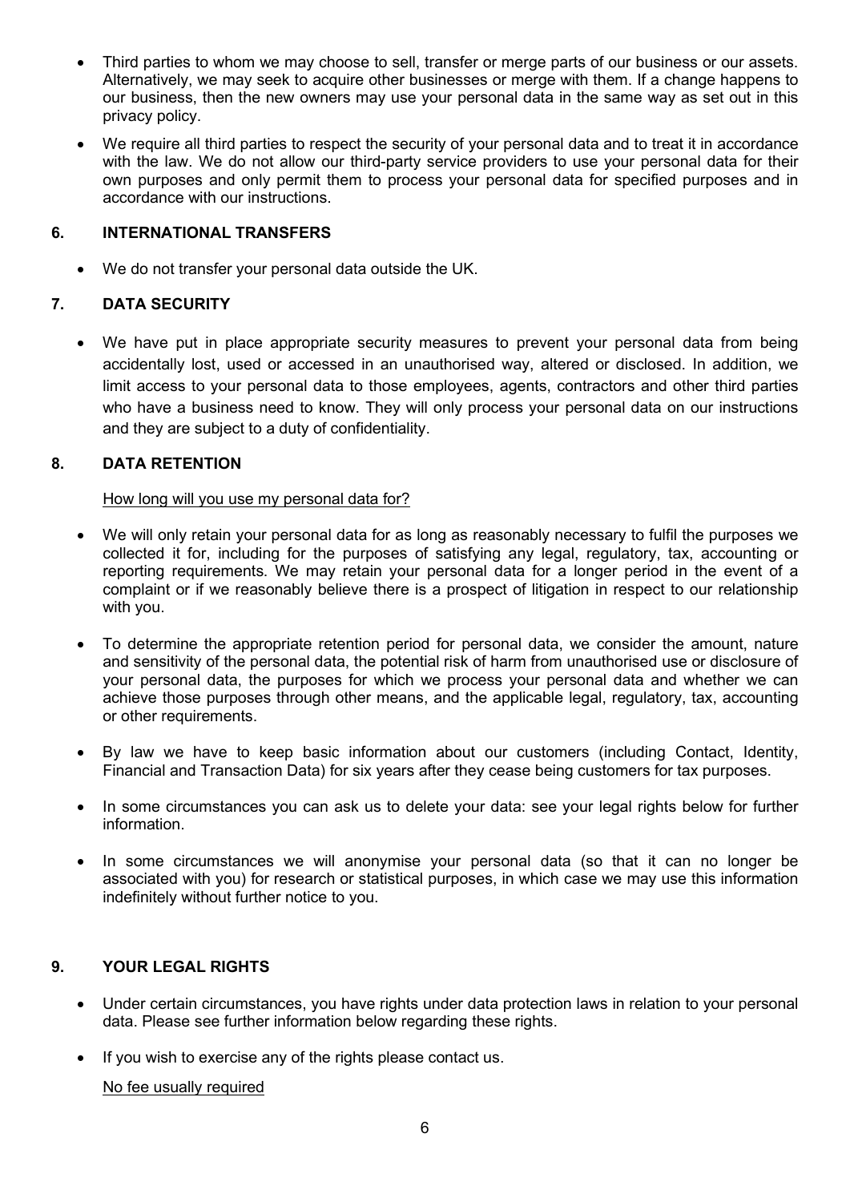- Third parties to whom we may choose to sell, transfer or merge parts of our business or our assets. Alternatively, we may seek to acquire other businesses or merge with them. If a change happens to our business, then the new owners may use your personal data in the same way as set out in this privacy policy.

- We require all third parties to respect the security of your personal data and to treat it in accordance with the law. We do not allow our third-party service providers to use your personal data for their own purposes and only permit them to process your personal data for specified purposes and in accordance with our instructions.

## 6. INTERNATIONAL TRANSFERS

- We do not transfer your personal data outside the UK.

## 7. DATA SECURITY

- We have put in place appropriate security measures to prevent your personal data from being accidentally lost, used or accessed in an unauthorised way, altered or disclosed. In addition, we limit access to your personal data to those employees, agents, contractors and other third parties who have a business need to know. They will only process your personal data on our instructions and they are subject to a duty of confidentiality.

## 8. DATA RETENTION

<u>How long will you use my personal data for?</u>

- We will only retain your personal data for as long as reasonably necessary to fulfil the purposes we collected it for, including for the purposes of satisfying any legal, regulatory, tax, accounting or reporting requirements. We may retain your personal data for a longer period in the event of a complaint or if we reasonably believe there is a prospect of litigation in respect to our relationship with you.

- To determine the appropriate retention period for personal data, we consider the amount, nature and sensitivity of the personal data, the potential risk of harm from unauthorised use or disclosure of your personal data, the purposes for which we process your personal data and whether we can achieve those purposes through other means, and the applicable legal, regulatory, tax, accounting or other requirements.

- By law we have to keep basic information about our customers (including Contact, Identity, Financial and Transaction Data) for six years after they cease being customers for tax purposes.

- In some circumstances you can ask us to delete your data: see your legal rights below for further information.

- In some circumstances we will anonymise your personal data (so that it can no longer be associated with you) for research or statistical purposes, in which case we may use this information indefinitely without further notice to you.

## 9. YOUR LEGAL RIGHTS

- Under certain circumstances, you have rights under data protection laws in relation to your personal data. Please see further information below regarding these rights.

- If you wish to exercise any of the rights please contact us.

  <u>No fee usually required</u>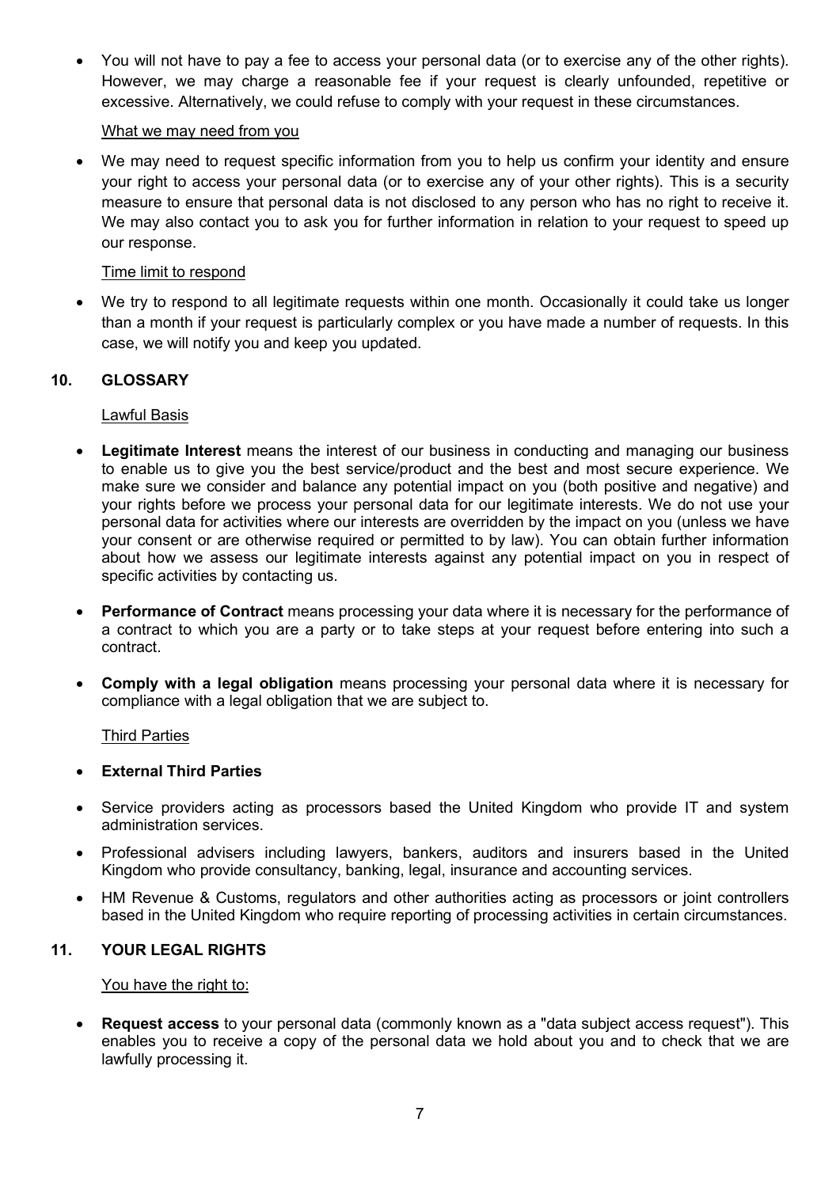- You will not have to pay a fee to access your personal data (or to exercise any of the other rights). However, we may charge a reasonable fee if your request is clearly unfounded, repetitive or excessive. Alternatively, we could refuse to comply with your request in these circumstances.

<u>What we may need from you</u>

- We may need to request specific information from you to help us confirm your identity and ensure your right to access your personal data (or to exercise any of your other rights). This is a security measure to ensure that personal data is not disclosed to any person who has no right to receive it. We may also contact you to ask you for further information in relation to your request to speed up our response.

<u>Time limit to respond</u>

- We try to respond to all legitimate requests within one month. Occasionally it could take us longer than a month if your request is particularly complex or you have made a number of requests. In this case, we will notify you and keep you updated.

## 10. GLOSSARY

<u>Lawful Basis</u>

- **Legitimate Interest** means the interest of our business in conducting and managing our business to enable us to give you the best service/product and the best and most secure experience. We make sure we consider and balance any potential impact on you (both positive and negative) and your rights before we process your personal data for our legitimate interests. We do not use your personal data for activities where our interests are overridden by the impact on you (unless we have your consent or are otherwise required or permitted to by law). You can obtain further information about how we assess our legitimate interests against any potential impact on you in respect of specific activities by contacting us.

- **Performance of Contract** means processing your data where it is necessary for the performance of a contract to which you are a party or to take steps at your request before entering into such a contract.

- **Comply with a legal obligation** means processing your personal data where it is necessary for compliance with a legal obligation that we are subject to.

<u>Third Parties</u>

- **External Third Parties**

- Service providers acting as processors based the United Kingdom who provide IT and system administration services.

- Professional advisers including lawyers, bankers, auditors and insurers based in the United Kingdom who provide consultancy, banking, legal, insurance and accounting services.

- HM Revenue & Customs, regulators and other authorities acting as processors or joint controllers based in the United Kingdom who require reporting of processing activities in certain circumstances.

## 11. YOUR LEGAL RIGHTS

<u>You have the right to:</u>

- **Request access** to your personal data (commonly known as a "data subject access request"). This enables you to receive a copy of the personal data we hold about you and to check that we are lawfully processing it.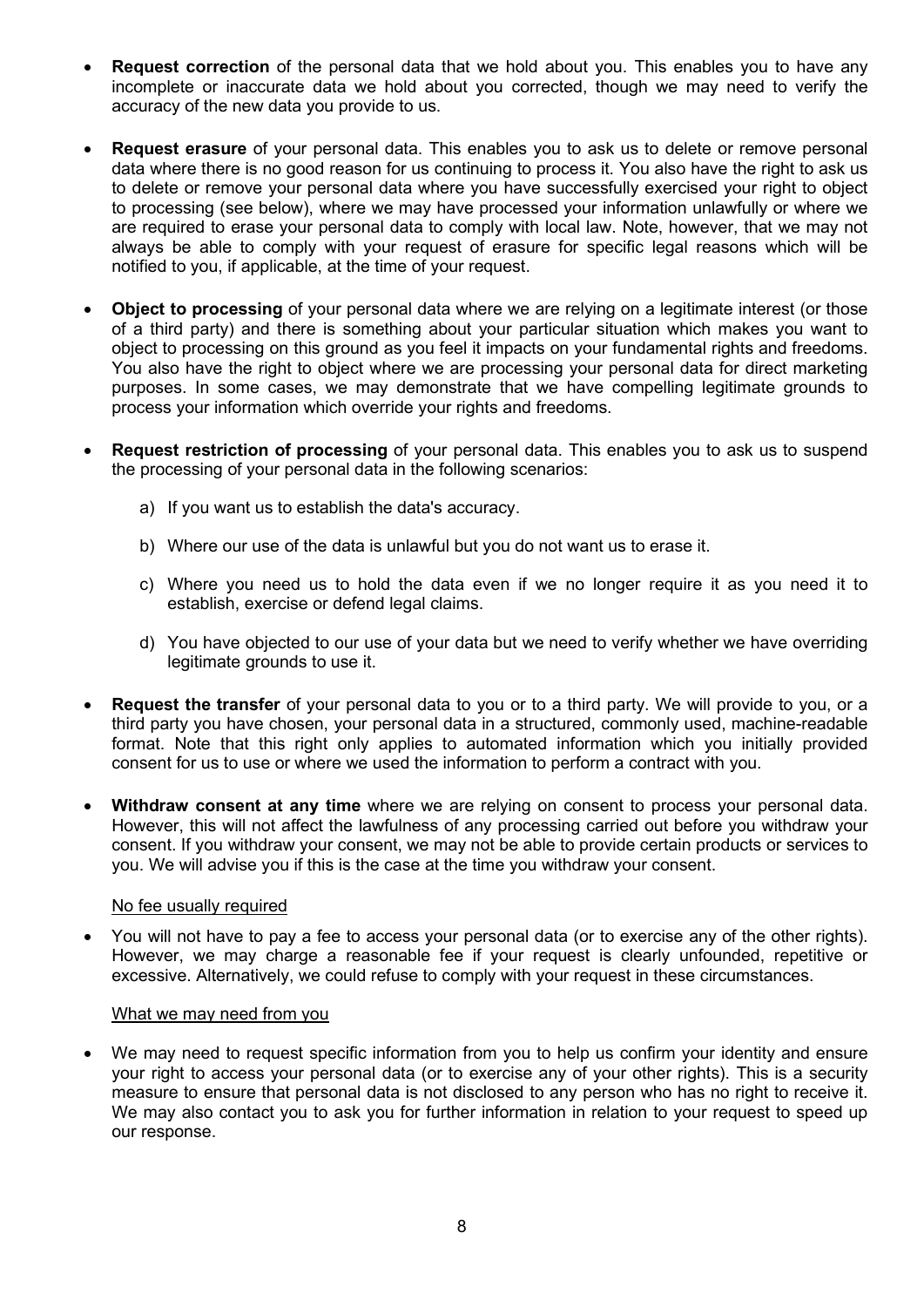- **Request correction** of the personal data that we hold about you. This enables you to have any incomplete or inaccurate data we hold about you corrected, though we may need to verify the accuracy of the new data you provide to us.

- **Request erasure** of your personal data. This enables you to ask us to delete or remove personal data where there is no good reason for us continuing to process it. You also have the right to ask us to delete or remove your personal data where you have successfully exercised your right to object to processing (see below), where we may have processed your information unlawfully or where we are required to erase your personal data to comply with local law. Note, however, that we may not always be able to comply with your request of erasure for specific legal reasons which will be notified to you, if applicable, at the time of your request.

- **Object to processing** of your personal data where we are relying on a legitimate interest (or those of a third party) and there is something about your particular situation which makes you want to object to processing on this ground as you feel it impacts on your fundamental rights and freedoms. You also have the right to object where we are processing your personal data for direct marketing purposes. In some cases, we may demonstrate that we have compelling legitimate grounds to process your information which override your rights and freedoms.

- **Request restriction of processing** of your personal data. This enables you to ask us to suspend the processing of your personal data in the following scenarios:

  a) If you want us to establish the data's accuracy.

  b) Where our use of the data is unlawful but you do not want us to erase it.

  c) Where you need us to hold the data even if we no longer require it as you need it to establish, exercise or defend legal claims.

  d) You have objected to our use of your data but we need to verify whether we have overriding legitimate grounds to use it.

- **Request the transfer** of your personal data to you or to a third party. We will provide to you, or a third party you have chosen, your personal data in a structured, commonly used, machine-readable format. Note that this right only applies to automated information which you initially provided consent for us to use or where we used the information to perform a contract with you.

- **Withdraw consent at any time** where we are relying on consent to process your personal data. However, this will not affect the lawfulness of any processing carried out before you withdraw your consent. If you withdraw your consent, we may not be able to provide certain products or services to you. We will advise you if this is the case at the time you withdraw your consent.

<u>No fee usually required</u>

- You will not have to pay a fee to access your personal data (or to exercise any of the other rights). However, we may charge a reasonable fee if your request is clearly unfounded, repetitive or excessive. Alternatively, we could refuse to comply with your request in these circumstances.

<u>What we may need from you</u>

- We may need to request specific information from you to help us confirm your identity and ensure your right to access your personal data (or to exercise any of your other rights). This is a security measure to ensure that personal data is not disclosed to any person who has no right to receive it. We may also contact you to ask you for further information in relation to your request to speed up our response.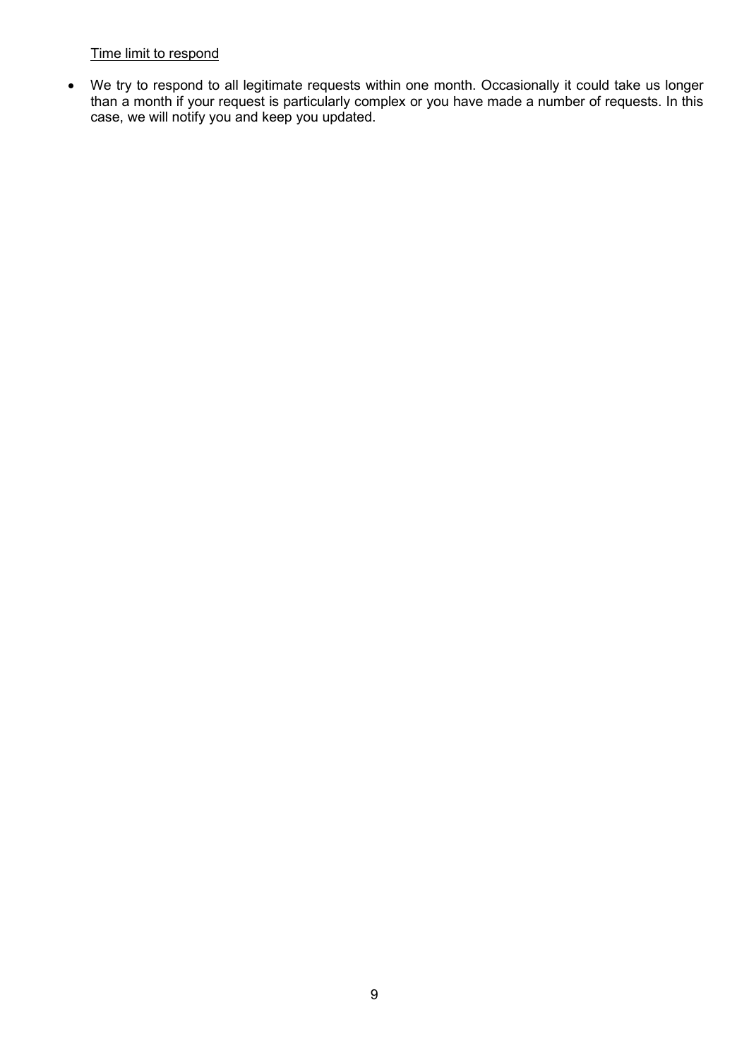Time limit to respond

- We try to respond to all legitimate requests within one month. Occasionally it could take us longer than a month if your request is particularly complex or you have made a number of requests. In this case, we will notify you and keep you updated.